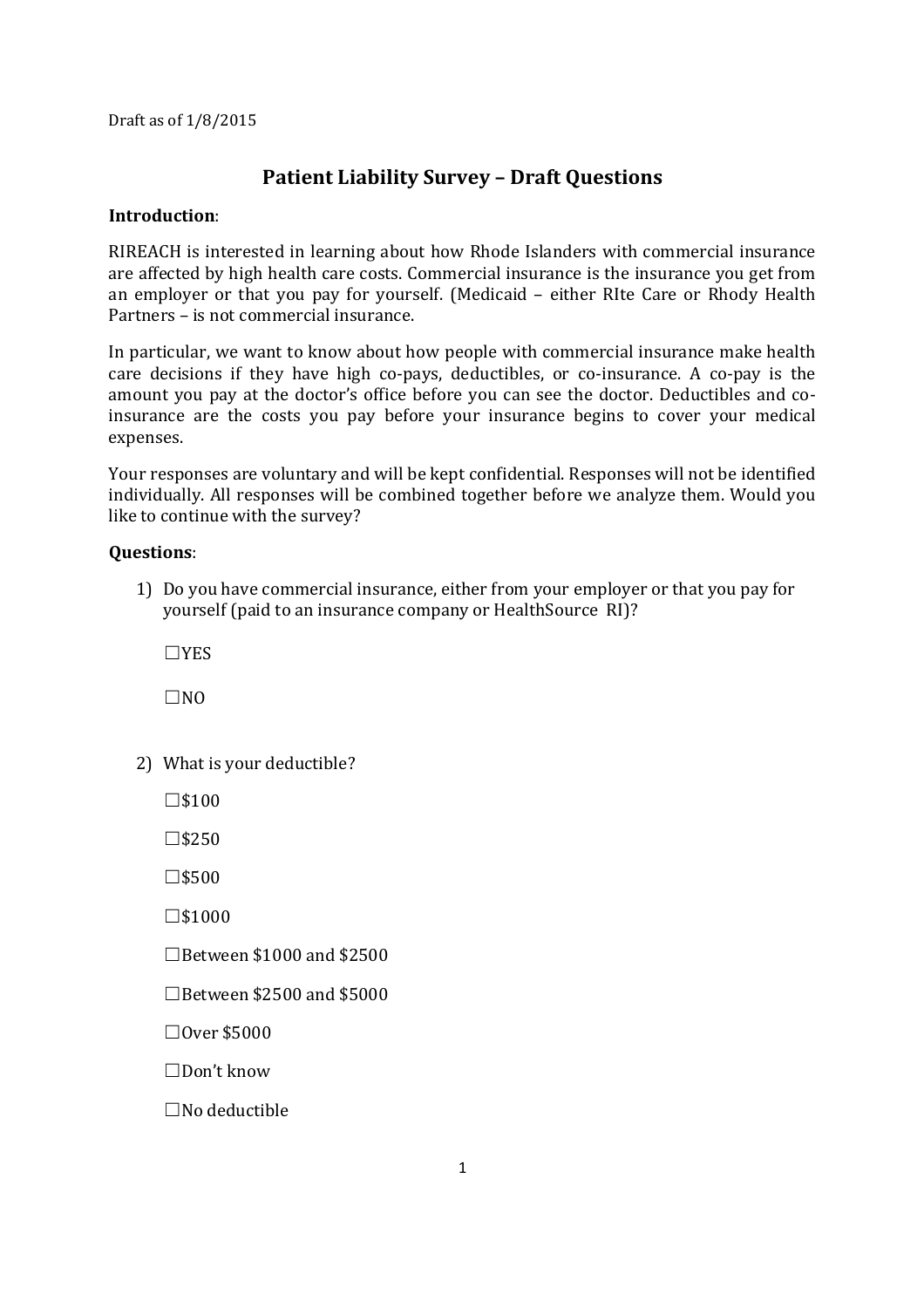Draft as of 1/8/2015

# Patient Liability Survey – Draft Questions

**Introduction**:

RIREACH is interested in learning about how Rhode Islanders with commercial insurance are affected by high health care costs. Commercial insurance is the insurance you get from an employer or that you pay for yourself. (Medicaid – either RIte Care or Rhody Health Partners – is not commercial insurance.

In particular, we want to know about how people with commercial insurance make health care decisions if they have high co-pays, deductibles, or co-insurance. A co-pay is the amount you pay at the doctor's office before you can see the doctor. Deductibles and co-insurance are the costs you pay before your insurance begins to cover your medical expenses.

Your responses are voluntary and will be kept confidential. Responses will not be identified individually. All responses will be combined together before we analyze them. Would you like to continue with the survey?

**Questions**:

1) Do you have commercial insurance, either from your employer or that you pay for yourself (paid to an insurance company or HealthSource RI)?

   ☐YES

   ☐NO

2) What is your deductible?

   ☐$100

   ☐$250

   ☐$500

   ☐$1000

   ☐Between $1000 and $2500

   ☐Between $2500 and $5000

   ☐Over $5000

   ☐Don't know

   ☐No deductible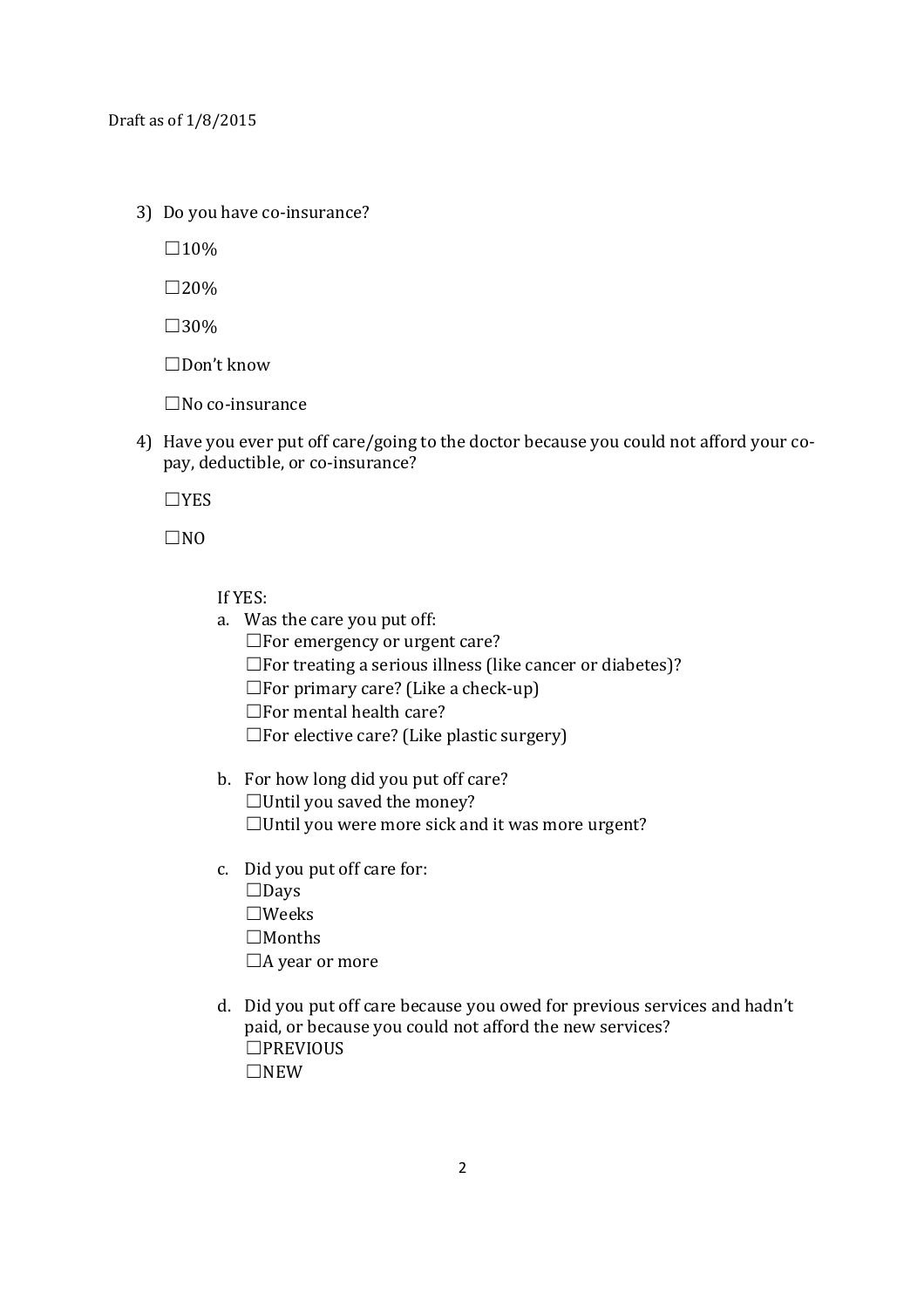3) Do you have co-insurance?

☐10%

☐20%

☐30%

☐Don't know

☐No co-insurance

4) Have you ever put off care/going to the doctor because you could not afford your co-pay, deductible, or co-insurance?

☐YES

☐NO

If YES:

a. Was the care you put off:
☐For emergency or urgent care?
☐For treating a serious illness (like cancer or diabetes)?
☐For primary care? (Like a check-up)
☐For mental health care?
☐For elective care? (Like plastic surgery)

b. For how long did you put off care?
☐Until you saved the money?
☐Until you were more sick and it was more urgent?

c. Did you put off care for:
☐Days
☐Weeks
☐Months
☐A year or more

d. Did you put off care because you owed for previous services and hadn't paid, or because you could not afford the new services?
☐PREVIOUS
☐NEW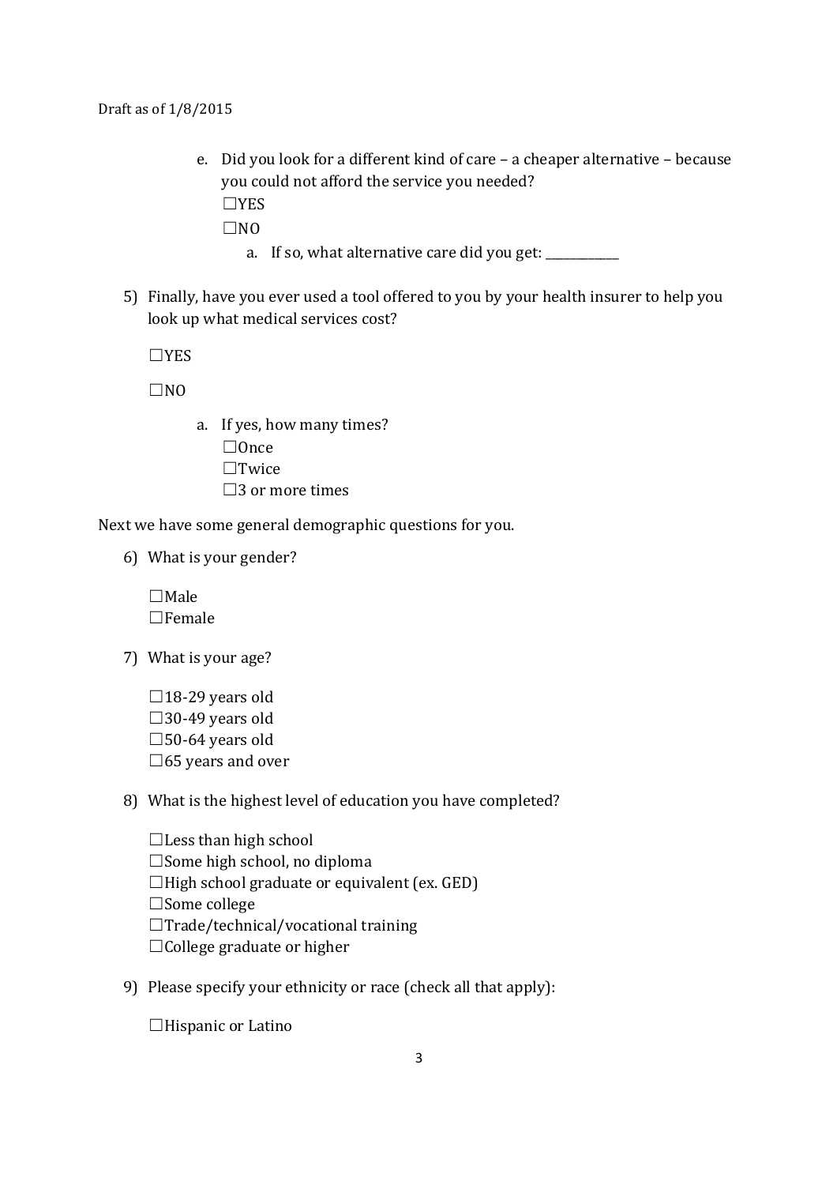e. Did you look for a different kind of care – a cheaper alternative – because you could not afford the service you needed?

   ☐YES

   ☐NO

   a. If so, what alternative care did you get: ____________

5) Finally, have you ever used a tool offered to you by your health insurer to help you look up what medical services cost?

   ☐YES

   ☐NO

   a. If yes, how many times?

      ☐Once

      ☐Twice

      ☐3 or more times

Next we have some general demographic questions for you.

6) What is your gender?

   ☐Male

   ☐Female

7) What is your age?

   ☐18-29 years old

   ☐30-49 years old

   ☐50-64 years old

   ☐65 years and over

8) What is the highest level of education you have completed?

   ☐Less than high school

   ☐Some high school, no diploma

   ☐High school graduate or equivalent (ex. GED)

   ☐Some college

   ☐Trade/technical/vocational training

   ☐College graduate or higher

9) Please specify your ethnicity or race (check all that apply):

   ☐Hispanic or Latino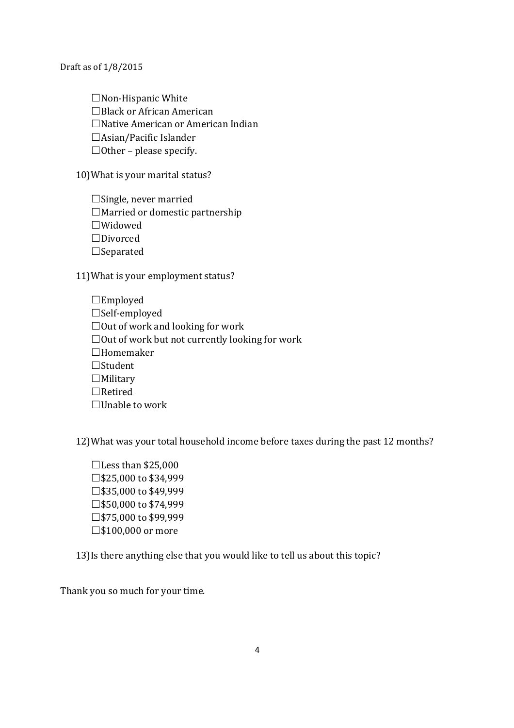- ☐Non-Hispanic White
- ☐Black or African American
- ☐Native American or American Indian
- ☐Asian/Pacific Islander
- ☐Other – please specify.

10) What is your marital status?

- ☐Single, never married
- ☐Married or domestic partnership
- ☐Widowed
- ☐Divorced
- ☐Separated

11) What is your employment status?

- ☐Employed
- ☐Self-employed
- ☐Out of work and looking for work
- ☐Out of work but not currently looking for work
- ☐Homemaker
- ☐Student
- ☐Military
- ☐Retired
- ☐Unable to work

12) What was your total household income before taxes during the past 12 months?

- ☐Less than $25,000
- ☐$25,000 to $34,999
- ☐$35,000 to $49,999
- ☐$50,000 to $74,999
- ☐$75,000 to $99,999
- ☐$100,000 or more

13) Is there anything else that you would like to tell us about this topic?

Thank you so much for your time.